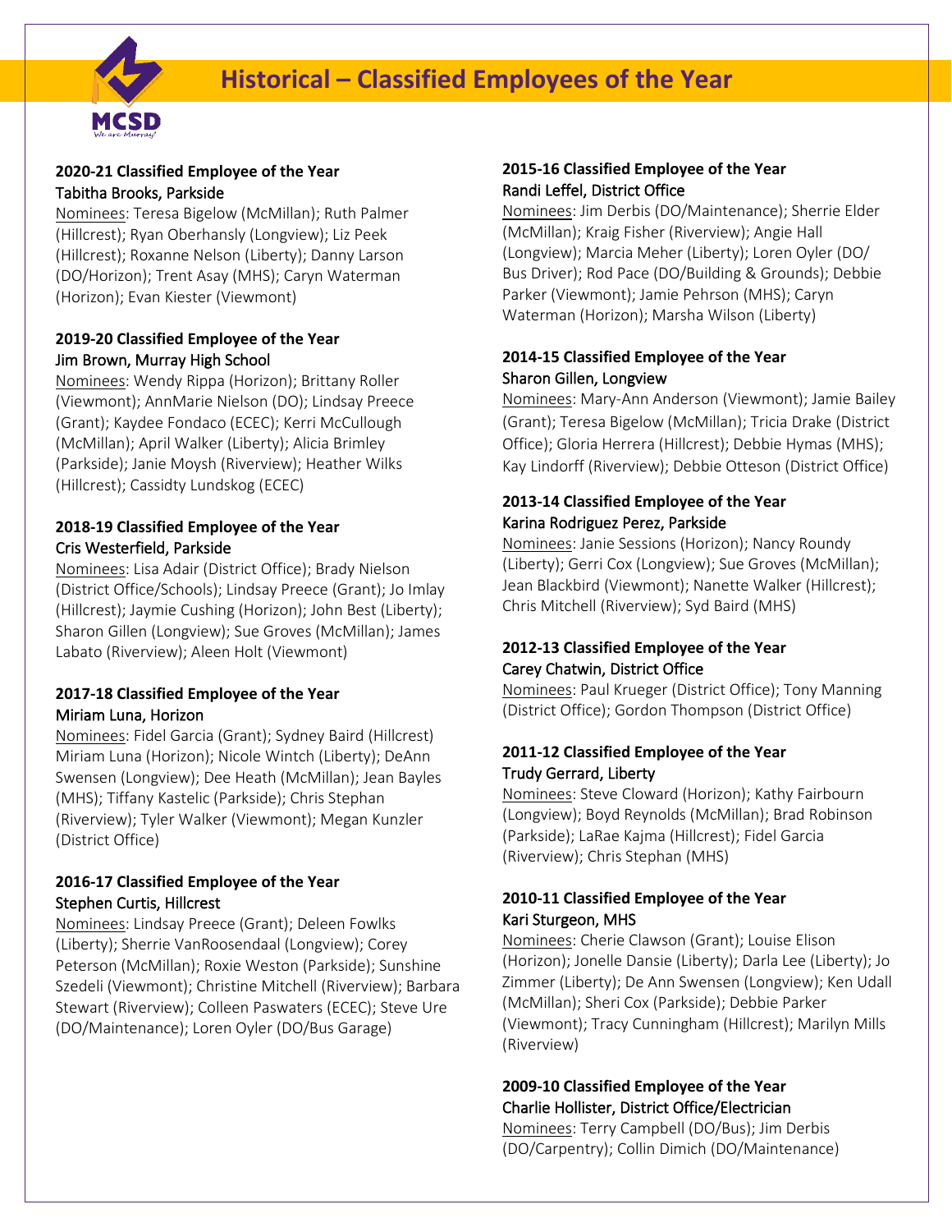# Historical – Classified Employees of the Year

**2020-21 Classified Employee of the Year**
Tabitha Brooks, Parkside
Nominees: Teresa Bigelow (McMillan); Ruth Palmer (Hillcrest); Ryan Oberhansly (Longview); Liz Peek (Hillcrest); Roxanne Nelson (Liberty); Danny Larson (DO/Horizon); Trent Asay (MHS); Caryn Waterman (Horizon); Evan Kiester (Viewmont)

**2019-20 Classified Employee of the Year**
Jim Brown, Murray High School
Nominees: Wendy Rippa (Horizon); Brittany Roller (Viewmont); AnnMarie Nielson (DO); Lindsay Preece (Grant); Kaydee Fondaco (ECEC); Kerri McCullough (McMillan); April Walker (Liberty); Alicia Brimley (Parkside); Janie Moysh (Riverview); Heather Wilks (Hillcrest); Cassidty Lundskog (ECEC)

**2018-19 Classified Employee of the Year**
Cris Westerfield, Parkside
Nominees: Lisa Adair (District Office); Brady Nielson (District Office/Schools); Lindsay Preece (Grant); Jo Imlay (Hillcrest); Jaymie Cushing (Horizon); John Best (Liberty); Sharon Gillen (Longview); Sue Groves (McMillan); James Labato (Riverview); Aleen Holt (Viewmont)

**2017-18 Classified Employee of the Year**
Miriam Luna, Horizon
Nominees: Fidel Garcia (Grant); Sydney Baird (Hillcrest) Miriam Luna (Horizon); Nicole Wintch (Liberty); DeAnn Swensen (Longview); Dee Heath (McMillan); Jean Bayles (MHS); Tiffany Kastelic (Parkside); Chris Stephan (Riverview); Tyler Walker (Viewmont); Megan Kunzler (District Office)

**2016-17 Classified Employee of the Year**
Stephen Curtis, Hillcrest
Nominees: Lindsay Preece (Grant); Deleen Fowlks (Liberty); Sherrie VanRoosendaal (Longview); Corey Peterson (McMillan); Roxie Weston (Parkside); Sunshine Szedeli (Viewmont); Christine Mitchell (Riverview); Barbara Stewart (Riverview); Colleen Paswaters (ECEC); Steve Ure (DO/Maintenance); Loren Oyler (DO/Bus Garage)

**2015-16 Classified Employee of the Year**
Randi Leffel, District Office
Nominees: Jim Derbis (DO/Maintenance); Sherrie Elder (McMillan); Kraig Fisher (Riverview); Angie Hall (Longview); Marcia Meher (Liberty); Loren Oyler (DO/ Bus Driver); Rod Pace (DO/Building & Grounds); Debbie Parker (Viewmont); Jamie Pehrson (MHS); Caryn Waterman (Horizon); Marsha Wilson (Liberty)

**2014-15 Classified Employee of the Year**
Sharon Gillen, Longview
Nominees: Mary-Ann Anderson (Viewmont); Jamie Bailey (Grant); Teresa Bigelow (McMillan); Tricia Drake (District Office); Gloria Herrera (Hillcrest); Debbie Hymas (MHS); Kay Lindorff (Riverview); Debbie Otteson (District Office)

**2013-14 Classified Employee of the Year**
Karina Rodriguez Perez, Parkside
Nominees: Janie Sessions (Horizon); Nancy Roundy (Liberty); Gerri Cox (Longview); Sue Groves (McMillan); Jean Blackbird (Viewmont); Nanette Walker (Hillcrest); Chris Mitchell (Riverview); Syd Baird (MHS)

**2012-13 Classified Employee of the Year**
Carey Chatwin, District Office
Nominees: Paul Krueger (District Office); Tony Manning (District Office); Gordon Thompson (District Office)

**2011-12 Classified Employee of the Year**
Trudy Gerrard, Liberty
Nominees: Steve Cloward (Horizon); Kathy Fairbourn (Longview); Boyd Reynolds (McMillan); Brad Robinson (Parkside); LaRae Kajma (Hillcrest); Fidel Garcia (Riverview); Chris Stephan (MHS)

**2010-11 Classified Employee of the Year**
Kari Sturgeon, MHS
Nominees: Cherie Clawson (Grant); Louise Elison (Horizon); Jonelle Dansie (Liberty); Darla Lee (Liberty); Jo Zimmer (Liberty); De Ann Swensen (Longview); Ken Udall (McMillan); Sheri Cox (Parkside); Debbie Parker (Viewmont); Tracy Cunningham (Hillcrest); Marilyn Mills (Riverview)

**2009-10 Classified Employee of the Year**
Charlie Hollister, District Office/Electrician
Nominees: Terry Campbell (DO/Bus); Jim Derbis (DO/Carpentry); Collin Dimich (DO/Maintenance)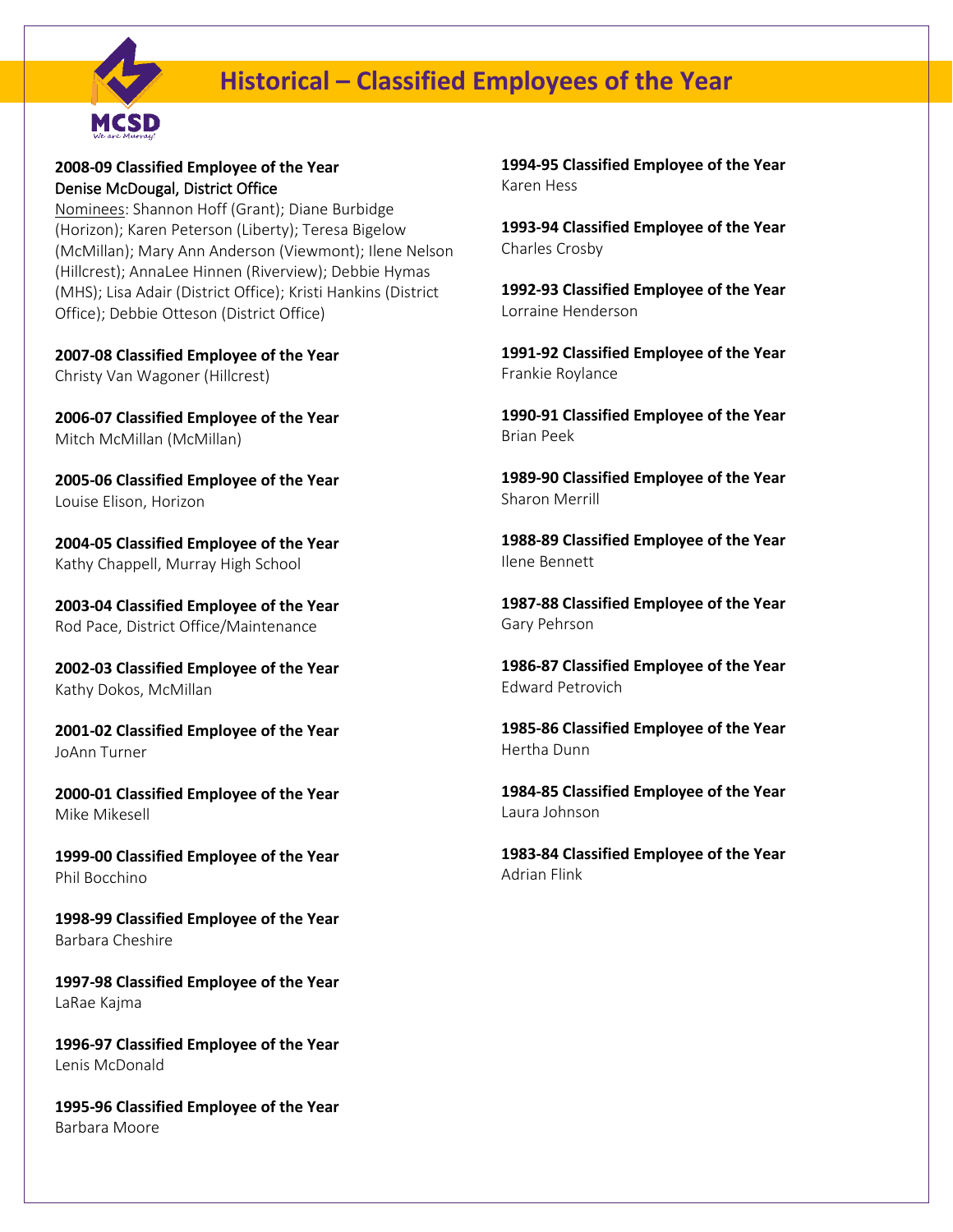# Historical – Classified Employees of the Year

**2008-09 Classified Employee of the Year**
Denise McDougal, District Office
Nominees: Shannon Hoff (Grant); Diane Burbidge (Horizon); Karen Peterson (Liberty); Teresa Bigelow (McMillan); Mary Ann Anderson (Viewmont); Ilene Nelson (Hillcrest); AnnaLee Hinnen (Riverview); Debbie Hymas (MHS); Lisa Adair (District Office); Kristi Hankins (District Office); Debbie Otteson (District Office)

**2007-08 Classified Employee of the Year**
Christy Van Wagoner (Hillcrest)

**2006-07 Classified Employee of the Year**
Mitch McMillan (McMillan)

**2005-06 Classified Employee of the Year**
Louise Elison, Horizon

**2004-05 Classified Employee of the Year**
Kathy Chappell, Murray High School

**2003-04 Classified Employee of the Year**
Rod Pace, District Office/Maintenance

**2002-03 Classified Employee of the Year**
Kathy Dokos, McMillan

**2001-02 Classified Employee of the Year**
JoAnn Turner

**2000-01 Classified Employee of the Year**
Mike Mikesell

**1999-00 Classified Employee of the Year**
Phil Bocchino

**1998-99 Classified Employee of the Year**
Barbara Cheshire

**1997-98 Classified Employee of the Year**
LaRae Kajma

**1996-97 Classified Employee of the Year**
Lenis McDonald

**1995-96 Classified Employee of the Year**
Barbara Moore

**1994-95 Classified Employee of the Year**
Karen Hess

**1993-94 Classified Employee of the Year**
Charles Crosby

**1992-93 Classified Employee of the Year**
Lorraine Henderson

**1991-92 Classified Employee of the Year**
Frankie Roylance

**1990-91 Classified Employee of the Year**
Brian Peek

**1989-90 Classified Employee of the Year**
Sharon Merrill

**1988-89 Classified Employee of the Year**
Ilene Bennett

**1987-88 Classified Employee of the Year**
Gary Pehrson

**1986-87 Classified Employee of the Year**
Edward Petrovich

**1985-86 Classified Employee of the Year**
Hertha Dunn

**1984-85 Classified Employee of the Year**
Laura Johnson

**1983-84 Classified Employee of the Year**
Adrian Flink